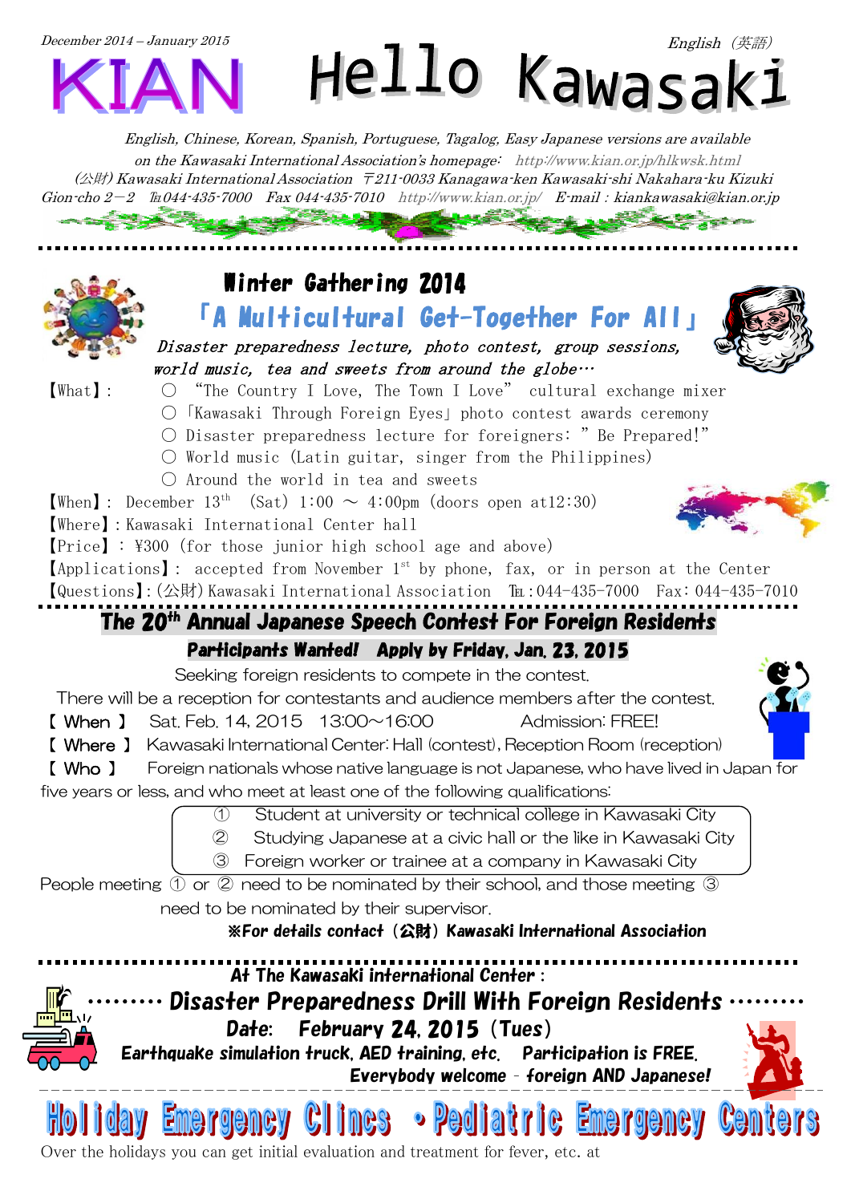December 2014 – January 2015

English（英語）

# KIAN Hello Kawasaki

*English, Chinese, Korean, Spanish, Portuguese, Tagalog, Easy Japanese versions are available on the Kawasaki International Association's homepage: http://www.kian.or.jp/hlkwsk.html*

*(公財) Kawasaki International Association 〒211-0033 Kanagawa-ken Kawasaki-shi Nakahara-ku Kizuki Gion-cho 2－2 ℡044-435-7000 Fax 044-435-7010 http://www.kian.or.jp/ E-mail : kiankawasaki@kian.or.jp*

---

## Winter Gathering 2014

## 「A Multicultural Get-Together For All」

*Disaster preparedness lecture, photo contest, group sessions, world music, tea and sweets from around the globe…*

【What】:
- ○ "The Country I Love, The Town I Love" cultural exchange mixer
- ○「Kawasaki Through Foreign Eyes」photo contest awards ceremony
- ○ Disaster preparedness lecture for foreigners: " Be Prepared!"
- ○ World music (Latin guitar, singer from the Philippines)
- ○ Around the world in tea and sweets

【When】: December 13th (Sat) 1:00 ～ 4:00pm (doors open at12:30)

【Where】: Kawasaki International Center hall

【Price】: ¥300 (for those junior high school age and above)

【Applications】: accepted from November 1st by phone, fax, or in person at the Center

【Questions】: (公財) Kawasaki International Association ℡:044-435-7000 Fax: 044-435-7010

---

## The 20th Annual Japanese Speech Contest For Foreign Residents

### Participants Wanted! Apply by Friday, Jan. 23, 2015

Seeking foreign residents to compete in the contest.

There will be a reception for contestants and audience members after the contest.

【 When 】 Sat. Feb. 14, 2015 13:00～16:00 Admission: FREE!

【 Where 】 Kawasaki International Center: Hall (contest), Reception Room (reception)

【 Who 】 Foreign nationals whose native language is not Japanese, who have lived in Japan for five years or less, and who meet at least one of the following qualifications:

① Student at university or technical college in Kawasaki City
② Studying Japanese at a civic hall or the like in Kawasaki City
③ Foreign worker or trainee at a company in Kawasaki City

People meeting ① or ② need to be nominated by their school, and those meeting ③ need to be nominated by their supervisor.

**※For details contact（公財）Kawasaki International Association**

---

**At The Kawasaki international Center :**

## ········· Disaster Preparedness Drill With Foreign Residents ·········

**Date: February 24, 2015（Tues）**

**Earthquake simulation truck, AED training, etc. Participation is FREE.**

**Everybody welcome – foreign AND Japanese!**

---

# Holiday Emergency Clincs ・Pediatric Emergency Centers

Over the holidays you can get initial evaluation and treatment for fever, etc. at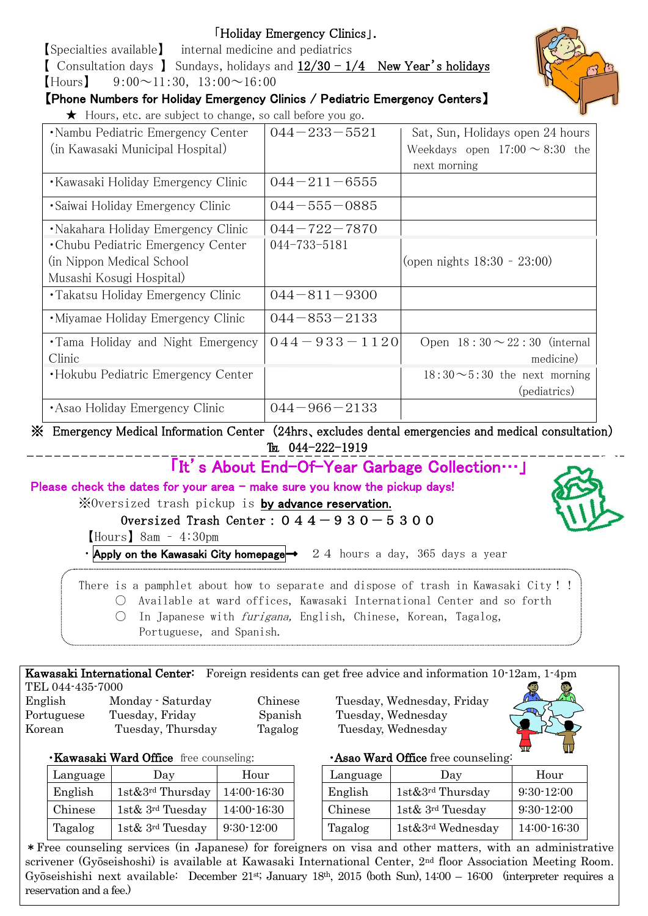「Holiday Emergency Clinics」.

【Specialties available】 internal medicine and pediatrics

【 Consultation days 】 Sundays, holidays and 12/30 – 1/4 New Year's holidays

【Hours】 9:00～11:30, 13:00～16:00

**【Phone Numbers for Holiday Emergency Clinics / Pediatric Emergency Centers】**

★ Hours, etc. are subject to change, so call before you go.

| | | |
|---|---|---|
| ･Nambu Pediatric Emergency Center (in Kawasaki Municipal Hospital) | 044－233－5521 | Sat, Sun, Holidays open 24 hours Weekdays open 17:00 ～ 8:30 the next morning |
| ･Kawasaki Holiday Emergency Clinic | 044－211－6555 | |
| ･Saiwai Holiday Emergency Clinic | 044－555－0885 | |
| ･Nakahara Holiday Emergency Clinic | 044－722－7870 | |
| ･Chubu Pediatric Emergency Center (in Nippon Medical School Musashi Kosugi Hospital) | 044-733-5181 | (open nights 18:30 – 23:00) |
| ･Takatsu Holiday Emergency Clinic | 044－811－9300 | |
| ･Miyamae Holiday Emergency Clinic | 044－853－2133 | |
| ･Tama Holiday and Night Emergency Clinic | 044－933－1120 | Open 18:30～22:30 (internal medicine) |
| ･Hokubu Pediatric Emergency Center | | 18:30～5:30 the next morning (pediatrics) |
| ･Asao Holiday Emergency Clinic | 044－966－2133 | |

※ Emergency Medical Information Center（24hrs、excludes dental emergencies and medical consultation)
TEL 044-222-1919

## 「It's About End-Of-Year Garbage Collection…」

**Please check the dates for your area – make sure you know the pickup days!**

※Oversized trash pickup is **by advance reservation.**

Oversized Trash Center：０４４－９３０－５３００

【Hours】8am – 4:30pm

・**Apply on the Kawasaki City homepage**➡ ２４ hours a day, 365 days a year

There is a pamphlet about how to separate and dispose of trash in Kawasaki City！！

○ Available at ward offices, Kawasaki International Center and so forth

○ In Japanese with *furigana*, English, Chinese, Korean, Tagalog, Portuguese, and Spanish.

**Kawasaki International Center:** Foreign residents can get free advice and information 10-12am, 1-4pm
TEL 044-435-7000

| | | | |
|---|---|---|---|
| English | Monday - Saturday | Chinese | Tuesday, Wednesday, Friday |
| Portuguese | Tuesday, Friday | Spanish | Tuesday, Wednesday |
| Korean | Tuesday, Thursday | Tagalog | Tuesday, Wednesday |

･**Kawasaki Ward Office** free counseling:

| Language | Day | Hour |
|---|---|---|
| English | 1st&3rd Thursday | 14:00-16:30 |
| Chinese | 1st& 3rd Tuesday | 14:00-16:30 |
| Tagalog | 1st& 3rd Tuesday | 9:30-12:00 |

･**Asao Ward Office** free counseling:

| Language | Day | Hour |
|---|---|---|
| English | 1st&3rd Thursday | 9:30-12:00 |
| Chinese | 1st& 3rd Tuesday | 9:30-12:00 |
| Tagalog | 1st&3rd Wednesday | 14:00-16:30 |

＊Free counseling services (in Japanese) for foreigners on visa and other matters, with an administrative scrivener (Gyōseishoshi) is available at Kawasaki International Center, 2nd floor Association Meeting Room. Gyōseishishi next available: December 21st; January 18th, 2015 (both Sun), 14:00 – 16:00 (interpreter requires a reservation and a fee.)